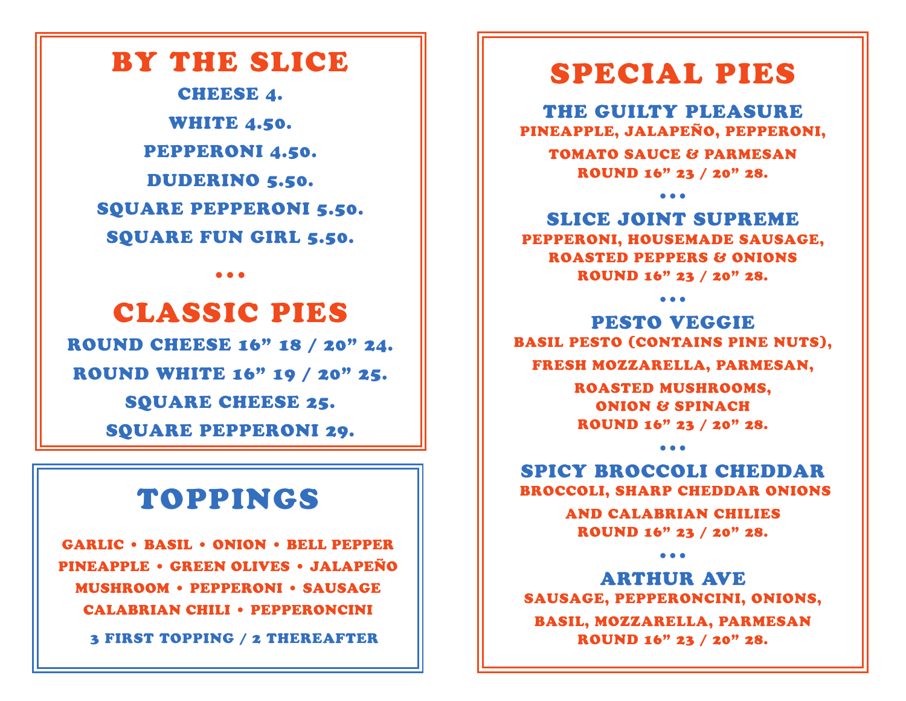## BY THE SLICE

CHEESE 4.

WHITE 4.50.

PEPPERONI 4.50.

DUDERINO 5.50.

SQUARE PEPPERONI 5.50.

SQUARE FUN GIRL 5.50.

• • •

## CLASSIC PIES

ROUND CHEESE 16" 18 / 20" 24.

ROUND WHITE 16" 19 / 20" 25.

SQUARE CHEESE 25.

SQUARE PEPPERONI 29.

## TOPPINGS

GARLIC • BASIL • ONION • BELL PEPPER
PINEAPPLE • GREEN OLIVES • JALAPEÑO
MUSHROOM • PEPPERONI • SAUSAGE
CALABRIAN CHILI • PEPPERONCINI

3 FIRST TOPPING / 2 THEREAFTER

## SPECIAL PIES

### THE GUILTY PLEASURE

PINEAPPLE, JALAPEÑO, PEPPERONI,
TOMATO SAUCE & PARMESAN
ROUND 16" 23 / 20" 28.

• • •

### SLICE JOINT SUPREME

PEPPERONI, HOUSEMADE SAUSAGE,
ROASTED PEPPERS & ONIONS
ROUND 16" 23 / 20" 28.

• • •

### PESTO VEGGIE

BASIL PESTO (CONTAINS PINE NUTS),
FRESH MOZZARELLA, PARMESAN,
ROASTED MUSHROOMS,
ONION & SPINACH
ROUND 16" 23 / 20" 28.

• • •

### SPICY BROCCOLI CHEDDAR

BROCCOLI, SHARP CHEDDAR ONIONS
AND CALABRIAN CHILIES
ROUND 16" 23 / 20" 28.

• • •

### ARTHUR AVE

SAUSAGE, PEPPERONCINI, ONIONS,
BASIL, MOZZARELLA, PARMESAN
ROUND 16" 23 / 20" 28.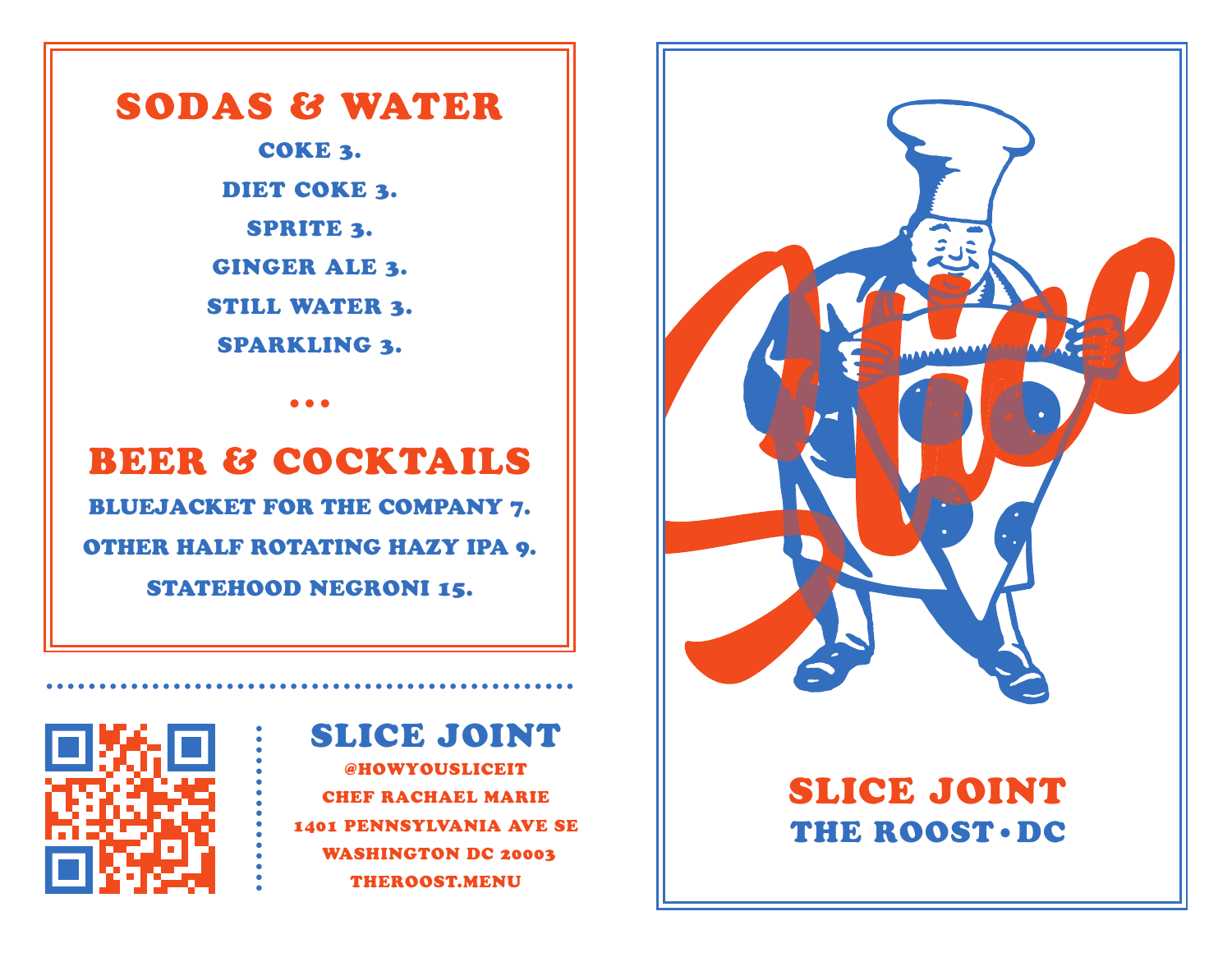# SODAS & WATER

COKE 3.

DIET COKE 3.

SPRITE 3.

GINGER ALE 3.

STILL WATER 3.

SPARKLING 3.

• • •

# BEER & COCKTAILS

BLUEJACKET FOR THE COMPANY 7.

OTHER HALF ROTATING HAZY IPA 9.

STATEHOOD NEGRONI 15.

## SLICE JOINT

@HOWYOUSLICEIT

CHEF RACHAEL MARIE

1401 PENNSYLVANIA AVE SE

WASHINGTON DC 20003

THEROOST.MENU

Slice

# SLICE JOINT

## THE ROOST • DC